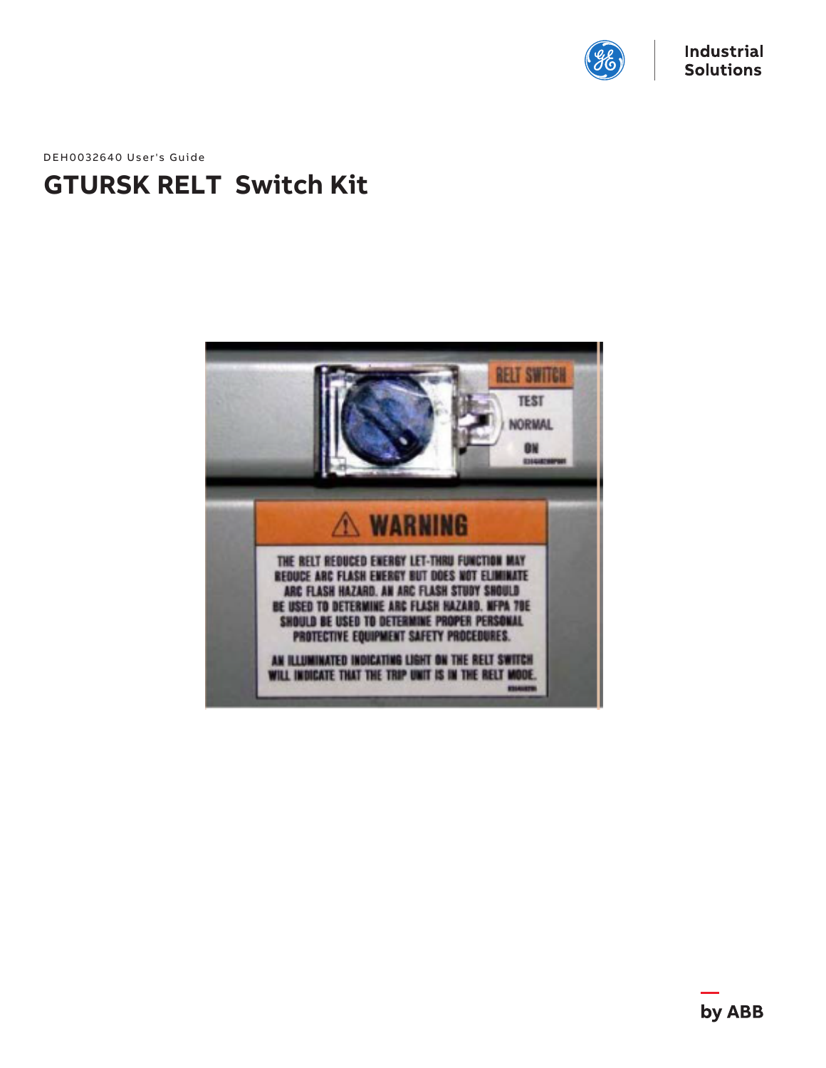Industrial Solutions

DEH0032640 User's Guide

# GTURSK RELT Switch Kit

by ABB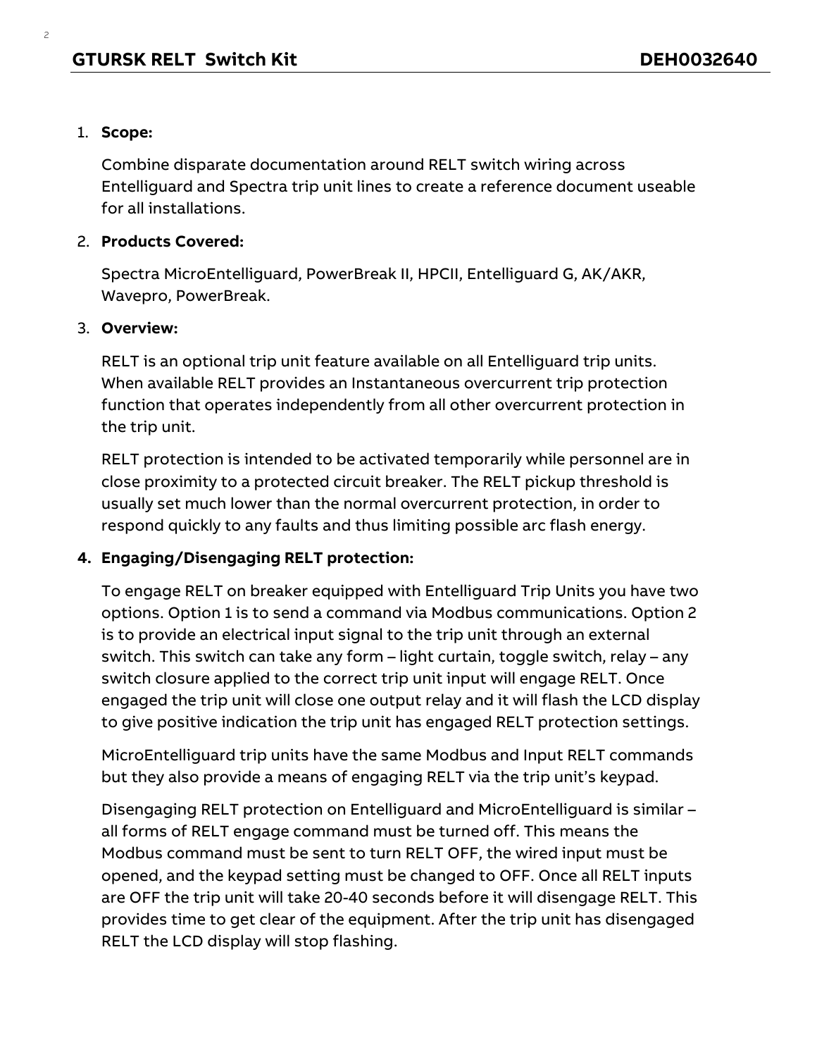1. **Scope:**

   Combine disparate documentation around RELT switch wiring across Entelliguard and Spectra trip unit lines to create a reference document useable for all installations.

2. **Products Covered:**

   Spectra MicroEntelliguard, PowerBreak II, HPCII, Entelliguard G, AK/AKR, Wavepro, PowerBreak.

3. **Overview:**

   RELT is an optional trip unit feature available on all Entelliguard trip units. When available RELT provides an Instantaneous overcurrent trip protection function that operates independently from all other overcurrent protection in the trip unit.

   RELT protection is intended to be activated temporarily while personnel are in close proximity to a protected circuit breaker. The RELT pickup threshold is usually set much lower than the normal overcurrent protection, in order to respond quickly to any faults and thus limiting possible arc flash energy.

4. **Engaging/Disengaging RELT protection:**

   To engage RELT on breaker equipped with Entelliguard Trip Units you have two options. Option 1 is to send a command via Modbus communications. Option 2 is to provide an electrical input signal to the trip unit through an external switch. This switch can take any form – light curtain, toggle switch, relay – any switch closure applied to the correct trip unit input will engage RELT. Once engaged the trip unit will close one output relay and it will flash the LCD display to give positive indication the trip unit has engaged RELT protection settings.

   MicroEntelliguard trip units have the same Modbus and Input RELT commands but they also provide a means of engaging RELT via the trip unit's keypad.

   Disengaging RELT protection on Entelliguard and MicroEntelliguard is similar – all forms of RELT engage command must be turned off. This means the Modbus command must be sent to turn RELT OFF, the wired input must be opened, and the keypad setting must be changed to OFF. Once all RELT inputs are OFF the trip unit will take 20-40 seconds before it will disengage RELT. This provides time to get clear of the equipment. After the trip unit has disengaged RELT the LCD display will stop flashing.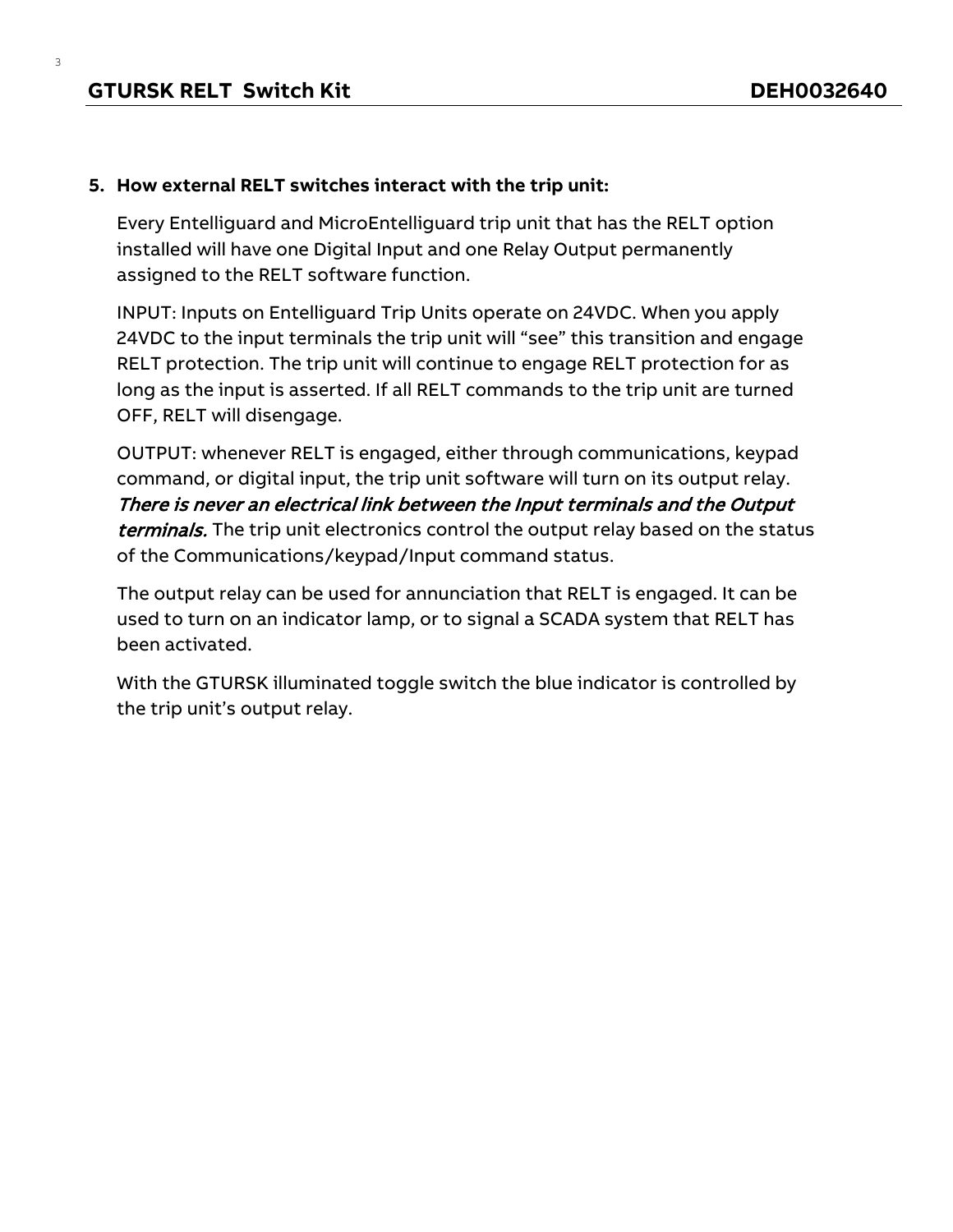5. **How external RELT switches interact with the trip unit:**

   Every Entelliguard and MicroEntelliguard trip unit that has the RELT option installed will have one Digital Input and one Relay Output permanently assigned to the RELT software function.

   INPUT: Inputs on Entelliguard Trip Units operate on 24VDC. When you apply 24VDC to the input terminals the trip unit will "see" this transition and engage RELT protection. The trip unit will continue to engage RELT protection for as long as the input is asserted. If all RELT commands to the trip unit are turned OFF, RELT will disengage.

   OUTPUT: whenever RELT is engaged, either through communications, keypad command, or digital input, the trip unit software will turn on its output relay. ***There is never an electrical link between the Input terminals and the Output terminals.*** The trip unit electronics control the output relay based on the status of the Communications/keypad/Input command status.

   The output relay can be used for annunciation that RELT is engaged. It can be used to turn on an indicator lamp, or to signal a SCADA system that RELT has been activated.

   With the GTURSK illuminated toggle switch the blue indicator is controlled by the trip unit's output relay.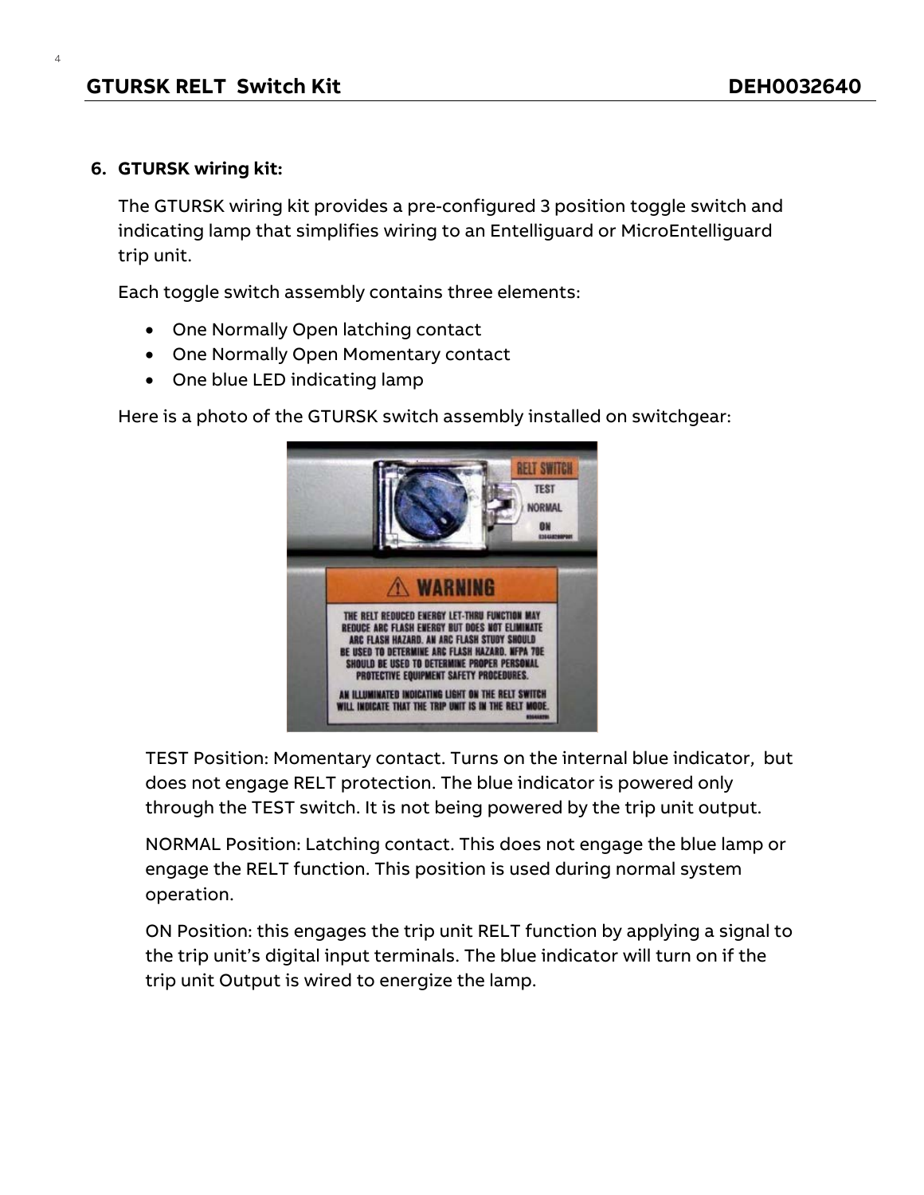## 6. GTURSK wiring kit:

The GTURSK wiring kit provides a pre-configured 3 position toggle switch and indicating lamp that simplifies wiring to an Entelliguard or MicroEntelliguard trip unit.

Each toggle switch assembly contains three elements:

- One Normally Open latching contact
- One Normally Open Momentary contact
- One blue LED indicating lamp

Here is a photo of the GTURSK switch assembly installed on switchgear:

TEST Position: Momentary contact. Turns on the internal blue indicator, but does not engage RELT protection. The blue indicator is powered only through the TEST switch. It is not being powered by the trip unit output.

NORMAL Position: Latching contact. This does not engage the blue lamp or engage the RELT function. This position is used during normal system operation.

ON Position: this engages the trip unit RELT function by applying a signal to the trip unit's digital input terminals. The blue indicator will turn on if the trip unit Output is wired to energize the lamp.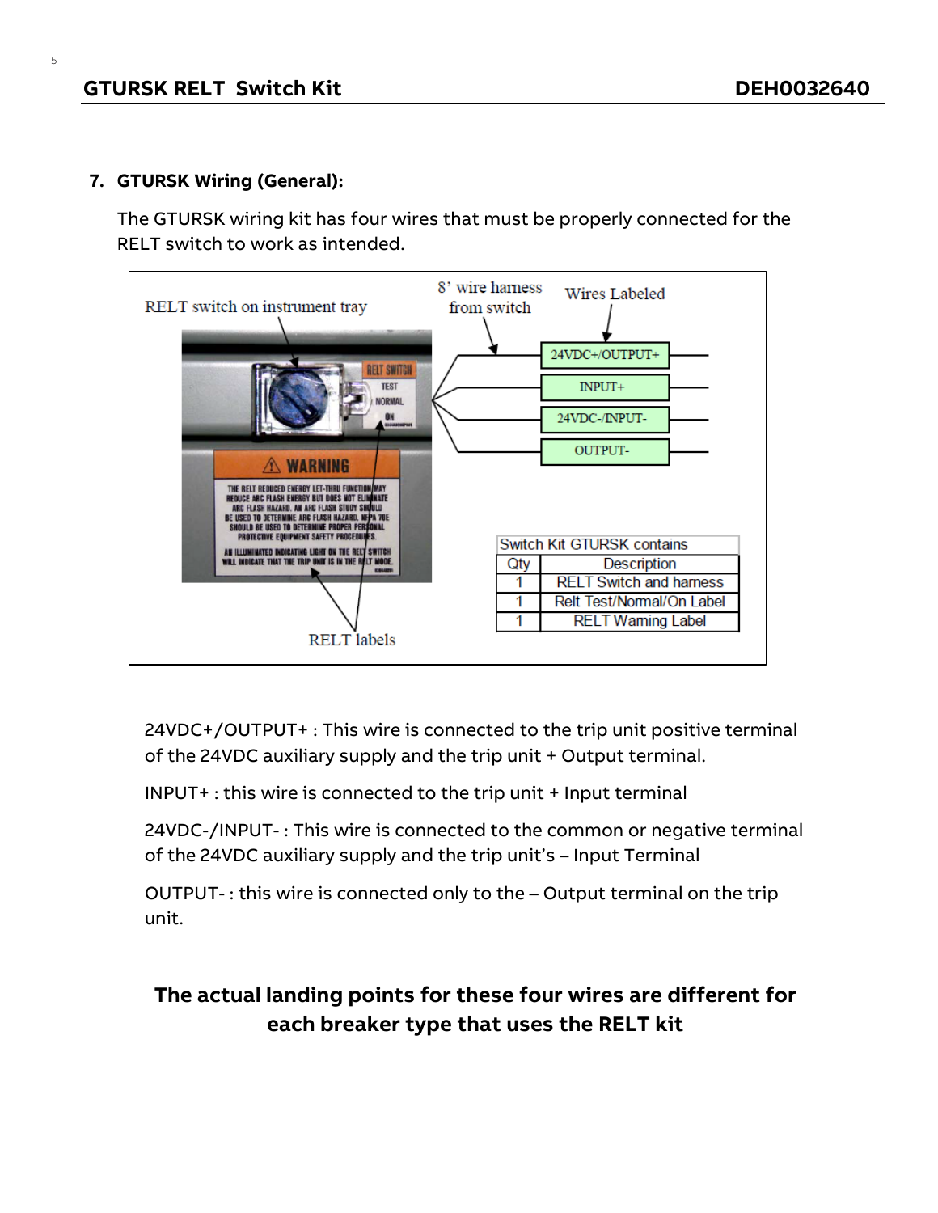## 7. GTURSK Wiring (General):

The GTURSK wiring kit has four wires that must be properly connected for the RELT switch to work as intended.

RELT switch on instrument tray

8' wire harness from switch

Wires Labeled

24VDC+/OUTPUT+

INPUT+

24VDC-/INPUT-

OUTPUT-

RELT labels

| Switch Kit GTURSK contains | |
|---|---|
| Qty | Description |
| 1 | RELT Switch and harness |
| 1 | Relt Test/Normal/On Label |
| 1 | RELT Warning Label |

24VDC+/OUTPUT+ : This wire is connected to the trip unit positive terminal of the 24VDC auxiliary supply and the trip unit + Output terminal.

INPUT+ : this wire is connected to the trip unit + Input terminal

24VDC-/INPUT- : This wire is connected to the common or negative terminal of the 24VDC auxiliary supply and the trip unit's – Input Terminal

OUTPUT- : this wire is connected only to the – Output terminal on the trip unit.

**The actual landing points for these four wires are different for each breaker type that uses the RELT kit**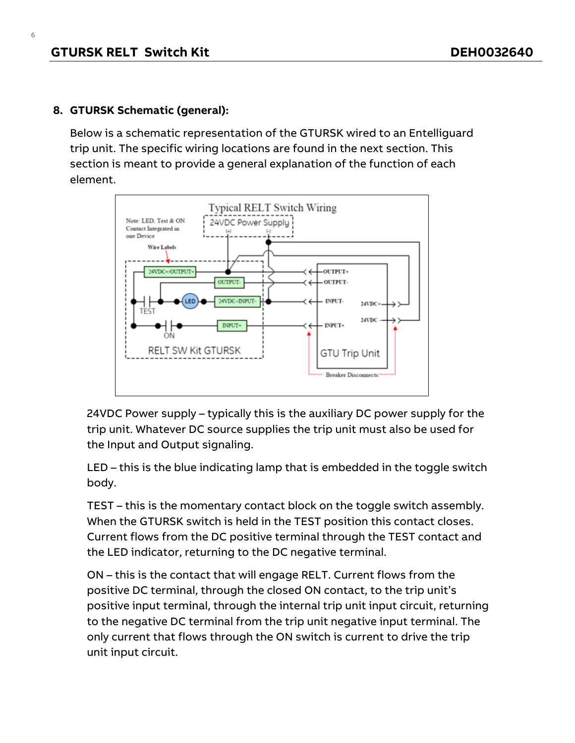## 8. GTURSK Schematic (general):

Below is a schematic representation of the GTURSK wired to an Entelliguard trip unit. The specific wiring locations are found in the next section. This section is meant to provide a general explanation of the function of each element.

24VDC Power supply – typically this is the auxiliary DC power supply for the trip unit. Whatever DC source supplies the trip unit must also be used for the Input and Output signaling.

LED – this is the blue indicating lamp that is embedded in the toggle switch body.

TEST – this is the momentary contact block on the toggle switch assembly. When the GTURSK switch is held in the TEST position this contact closes. Current flows from the DC positive terminal through the TEST contact and the LED indicator, returning to the DC negative terminal.

ON – this is the contact that will engage RELT. Current flows from the positive DC terminal, through the closed ON contact, to the trip unit's positive input terminal, through the internal trip unit input circuit, returning to the negative DC terminal from the trip unit negative input terminal. The only current that flows through the ON switch is current to drive the trip unit input circuit.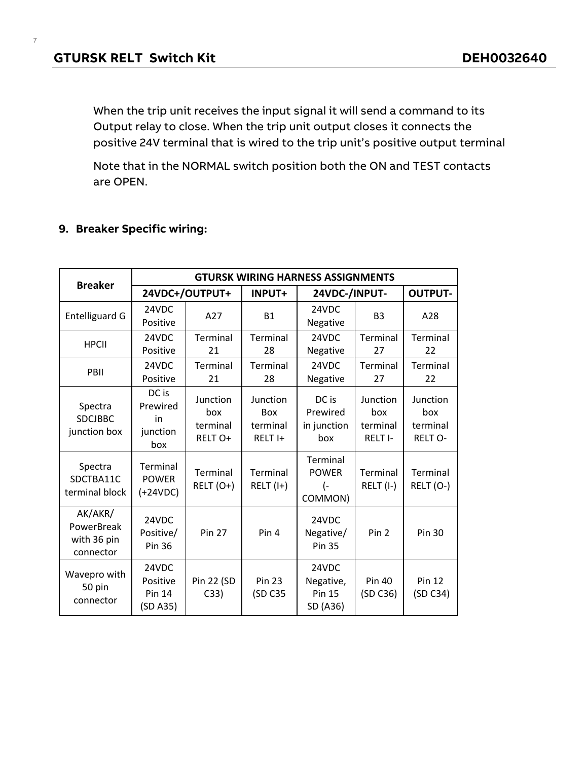When the trip unit receives the input signal it will send a command to its Output relay to close. When the trip unit output closes it connects the positive 24V terminal that is wired to the trip unit's positive output terminal

Note that in the NORMAL switch position both the ON and TEST contacts are OPEN.

## 9. Breaker Specific wiring:

| Breaker | GTURSK WIRING HARNESS ASSIGNMENTS | | | | | |
|---|---|---|---|---|---|---|
| | 24VDC+/OUTPUT+ | | INPUT+ | 24VDC-/INPUT- | | OUTPUT- |
| Entelliguard G | 24VDC Positive | A27 | B1 | 24VDC Negative | B3 | A28 |
| HPCII | 24VDC Positive | Terminal 21 | Terminal 28 | 24VDC Negative | Terminal 27 | Terminal 22 |
| PBII | 24VDC Positive | Terminal 21 | Terminal 28 | 24VDC Negative | Terminal 27 | Terminal 22 |
| Spectra SDCJBBC junction box | DC is Prewired in junction box | Junction box terminal RELT O+ | Junction Box terminal RELT I+ | DC is Prewired in junction box | Junction box terminal RELT I- | Junction box terminal RELT O- |
| Spectra SDCTBA11C terminal block | Terminal POWER (+24VDC) | Terminal RELT (O+) | Terminal RELT (I+) | Terminal POWER (-COMMON) | Terminal RELT (I-) | Terminal RELT (O-) |
| AK/AKR/ PowerBreak with 36 pin connector | 24VDC Positive/ Pin 36 | Pin 27 | Pin 4 | 24VDC Negative/ Pin 35 | Pin 2 | Pin 30 |
| Wavepro with 50 pin connector | 24VDC Positive Pin 14 (SD A35) | Pin 22 (SD C33) | Pin 23 (SD C35 | 24VDC Negative, Pin 15 SD (A36) | Pin 40 (SD C36) | Pin 12 (SD C34) |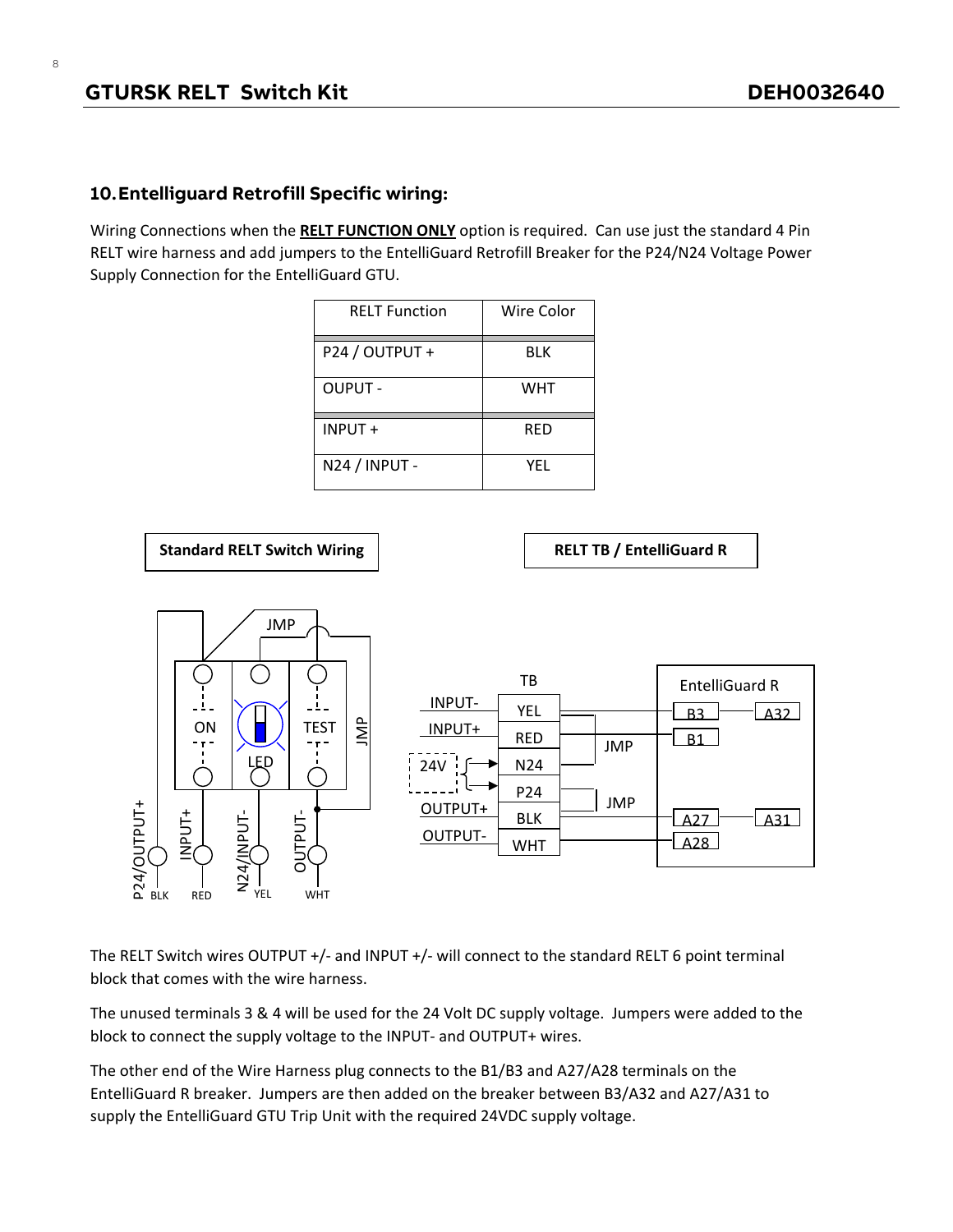## 10. Entelliguard Retrofill Specific wiring:

Wiring Connections when the **<u>RELT FUNCTION ONLY</u>** option is required. Can use just the standard 4 Pin RELT wire harness and add jumpers to the EntelliGuard Retrofill Breaker for the P24/N24 Voltage Power Supply Connection for the EntelliGuard GTU.

| RELT Function | Wire Color |
|---|---|
| P24 / OUTPUT + | BLK |
| OUPUT - | WHT |
| INPUT + | RED |
| N24 / INPUT - | YEL |

**Standard RELT Switch Wiring**

**RELT TB / EntelliGuard R**

The RELT Switch wires OUTPUT +/- and INPUT +/- will connect to the standard RELT 6 point terminal block that comes with the wire harness.

The unused terminals 3 & 4 will be used for the 24 Volt DC supply voltage. Jumpers were added to the block to connect the supply voltage to the INPUT- and OUTPUT+ wires.

The other end of the Wire Harness plug connects to the B1/B3 and A27/A28 terminals on the EntelliGuard R breaker. Jumpers are then added on the breaker between B3/A32 and A27/A31 to supply the EntelliGuard GTU Trip Unit with the required 24VDC supply voltage.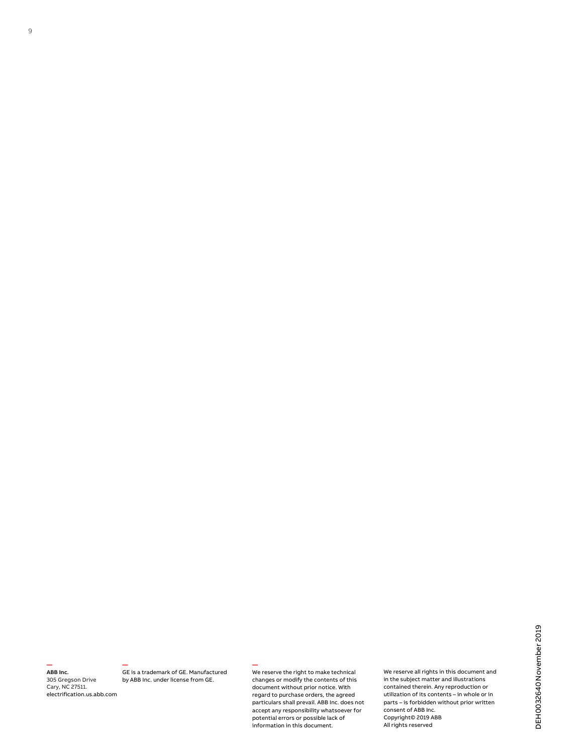**ABB Inc.**
305 Gregson Drive
Cary, NC 27511.
electrification.us.abb.com

GE is a trademark of GE. Manufactured by ABB Inc. under license from GE.

We reserve the right to make technical changes or modify the contents of this document without prior notice. With regard to purchase orders, the agreed particulars shall prevail. ABB Inc. does not accept any responsibility whatsoever for potential errors or possible lack of information in this document.

We reserve all rights in this document and in the subject matter and illustrations contained therein. Any reproduction or utilization of its contents – in whole or in parts – is forbidden without prior written consent of ABB Inc.
Copyright© 2019 ABB
All rights reserved

DEH0032640 November 2019